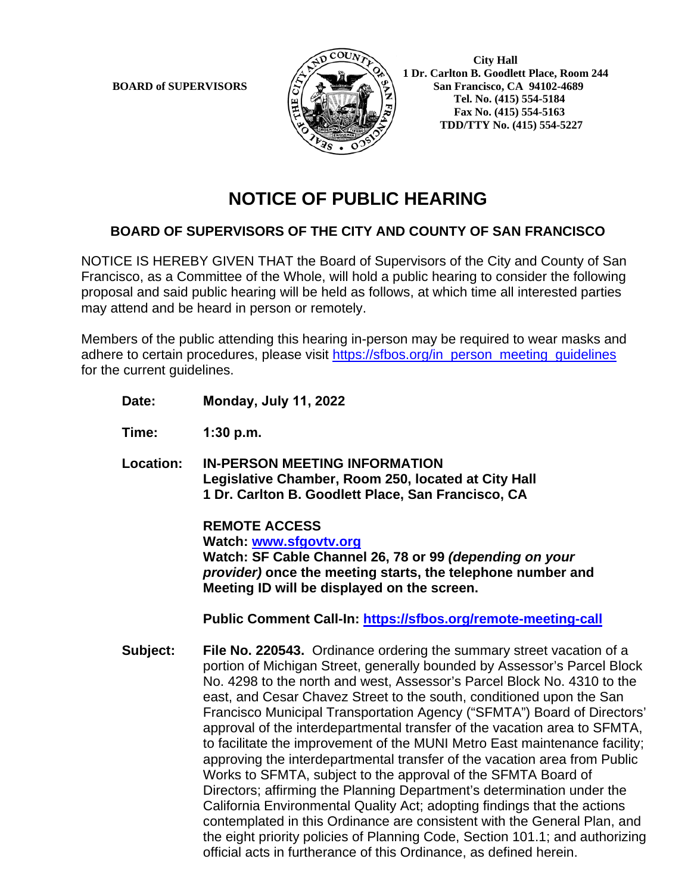**BOARD of SUPERVISORS**

**City Hall**
**1 Dr. Carlton B. Goodlett Place, Room 244**
**San Francisco, CA 94102-4689**
**Tel. No. (415) 554-5184**
**Fax No. (415) 554-5163**
**TDD/TTY No. (415) 554-5227**

# NOTICE OF PUBLIC HEARING

## BOARD OF SUPERVISORS OF THE CITY AND COUNTY OF SAN FRANCISCO

NOTICE IS HEREBY GIVEN THAT the Board of Supervisors of the City and County of San Francisco, as a Committee of the Whole, will hold a public hearing to consider the following proposal and said public hearing will be held as follows, at which time all interested parties may attend and be heard in person or remotely.

Members of the public attending this hearing in-person may be required to wear masks and adhere to certain procedures, please visit https://sfbos.org/in_person_meeting_guidelines for the current guidelines.

**Date:** **Monday, July 11, 2022**

**Time:** **1:30 p.m.**

**Location:** **IN-PERSON MEETING INFORMATION**
**Legislative Chamber, Room 250, located at City Hall**
**1 Dr. Carlton B. Goodlett Place, San Francisco, CA**

**REMOTE ACCESS**
**Watch: www.sfgovtv.org**
**Watch: SF Cable Channel 26, 78 or 99** ***(depending on your provider)*** **once the meeting starts, the telephone number and Meeting ID will be displayed on the screen.**

**Public Comment Call-In: https://sfbos.org/remote-meeting-call**

**Subject:** **File No. 220543.** Ordinance ordering the summary street vacation of a portion of Michigan Street, generally bounded by Assessor's Parcel Block No. 4298 to the north and west, Assessor's Parcel Block No. 4310 to the east, and Cesar Chavez Street to the south, conditioned upon the San Francisco Municipal Transportation Agency ("SFMTA") Board of Directors' approval of the interdepartmental transfer of the vacation area to SFMTA, to facilitate the improvement of the MUNI Metro East maintenance facility; approving the interdepartmental transfer of the vacation area from Public Works to SFMTA, subject to the approval of the SFMTA Board of Directors; affirming the Planning Department's determination under the California Environmental Quality Act; adopting findings that the actions contemplated in this Ordinance are consistent with the General Plan, and the eight priority policies of Planning Code, Section 101.1; and authorizing official acts in furtherance of this Ordinance, as defined herein.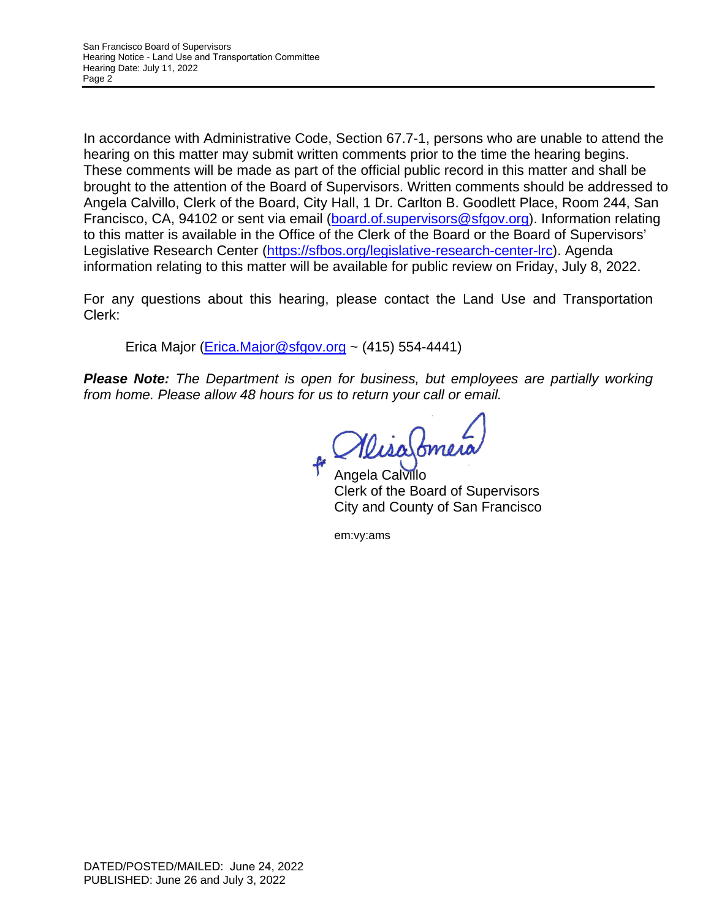In accordance with Administrative Code, Section 67.7-1, persons who are unable to attend the hearing on this matter may submit written comments prior to the time the hearing begins. These comments will be made as part of the official public record in this matter and shall be brought to the attention of the Board of Supervisors. Written comments should be addressed to Angela Calvillo, Clerk of the Board, City Hall, 1 Dr. Carlton B. Goodlett Place, Room 244, San Francisco, CA, 94102 or sent via email (board.of.supervisors@sfgov.org). Information relating to this matter is available in the Office of the Clerk of the Board or the Board of Supervisors' Legislative Research Center (https://sfbos.org/legislative-research-center-lrc). Agenda information relating to this matter will be available for public review on Friday, July 8, 2022.

For any questions about this hearing, please contact the Land Use and Transportation Clerk:

Erica Major (Erica.Major@sfgov.org ~ (415) 554-4441)

***Please Note:*** *The Department is open for business, but employees are partially working from home. Please allow 48 hours for us to return your call or email.*

f Alisa Somera

Angela Calvillo
Clerk of the Board of Supervisors
City and County of San Francisco

em:vy:ams

DATED/POSTED/MAILED: June 24, 2022
PUBLISHED: June 26 and July 3, 2022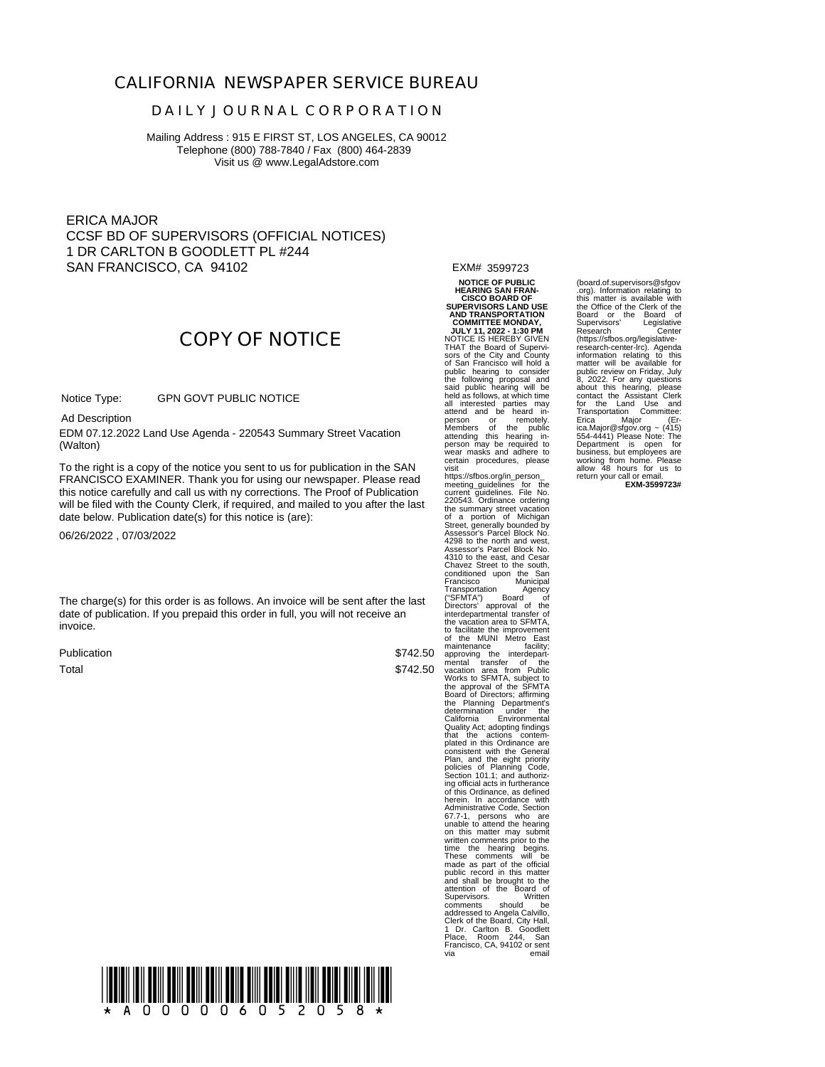# CALIFORNIA NEWSPAPER SERVICE BUREAU

## DAILY JOURNAL CORPORATION

Mailing Address : 915 E FIRST ST, LOS ANGELES, CA 90012
Telephone (800) 788-7840 / Fax (800) 464-2839
Visit us @ www.LegalAdstore.com

ERICA MAJOR
CCSF BD OF SUPERVISORS (OFFICIAL NOTICES)
1 DR CARLTON B GOODLETT PL #244
SAN FRANCISCO, CA 94102

## COPY OF NOTICE

Notice Type: GPN GOVT PUBLIC NOTICE

Ad Description

EDM 07.12.2022 Land Use Agenda - 220543 Summary Street Vacation (Walton)

To the right is a copy of the notice you sent to us for publication in the SAN FRANCISCO EXAMINER. Thank you for using our newspaper. Please read this notice carefully and call us with ny corrections. The Proof of Publication will be filed with the County Clerk, if required, and mailed to you after the last date below. Publication date(s) for this notice is (are):

06/26/2022 , 07/03/2022

The charge(s) for this order is as follows. An invoice will be sent after the last date of publication. If you prepaid this order in full, you will not receive an invoice.

| | |
|---|---|
| Publication | $742.50 |
| Total | $742.50 |

EXM# 3599723

**NOTICE OF PUBLIC HEARING SAN FRANCISCO BOARD OF SUPERVISORS LAND USE AND TRANSPORTATION COMMITTEE MONDAY, JULY 11, 2022 - 1:30 PM**

NOTICE IS HEREBY GIVEN THAT the Board of Supervisors of the City and County of San Francisco will hold a public hearing to consider the following proposal and said public hearing will be held as follows, at which time all interested parties may attend and be heard in-person or remotely. Members of the public attending this hearing in-person may be required to wear masks and adhere to certain procedures, please visit https://sfbos.org/in_person_meeting_guidelines for the current guidelines. File No. 220543. Ordinance ordering the summary street vacation of a portion of Michigan Street, generally bounded by Assessor's Parcel Block No. 4298 to the north and west, Assessor's Parcel Block No. 4310 to the east, and Cesar Chavez Street to the south, conditioned upon the San Francisco Municipal Transportation Agency ("SFMTA") Board of Directors' approval of the interdepartmental transfer of the vacation area to SFMTA, to facilitate the improvement of the MUNI Metro East maintenance facility; approving the interdepartmental transfer of the vacation area from Public Works to SFMTA, subject to the approval of the SFMTA Board of Directors; affirming the Planning Department's determination under the California Environmental Quality Act; adopting findings that the actions contemplated in this Ordinance are consistent with the General Plan, and the eight priority policies of Planning Code, Section 101.1; and authorizing official acts in furtherance of this Ordinance, as defined herein. In accordance with Administrative Code, Section 67.7-1, persons who are unable to attend the hearing on this matter may submit written comments prior to the time the hearing begins. These comments will be made as part of the official public record in this matter and shall be brought to the attention of the Board of Supervisors. Written comments should be addressed to Angela Calvillo, Clerk of the Board, City Hall, 1 Dr. Carlton B. Goodlett Place, Room 244, San Francisco, CA, 94102 or sent via email (board.of.supervisors@sfgov.org). Information relating to this matter is available with the Office of the Clerk of the Board or the Board of Supervisors' Legislative Research Center (https://sfbos.org/legislative-research-center-lrc). Agenda information relating to this matter will be available for public review on Friday, July 8, 2022. For any questions about this hearing, please contact the Assistant Clerk for the Land Use and Transportation Committee: Erica Major (Erica.Major@sfgov.org ~ (415) 554-4441) Please Note: The Department is open for business, but employees are working from home. Please allow 48 hours for us to return your call or email.

**EXM-3599723#**

\* A 0 0 0 0 0 6 0 5 2 0 5 8 \*